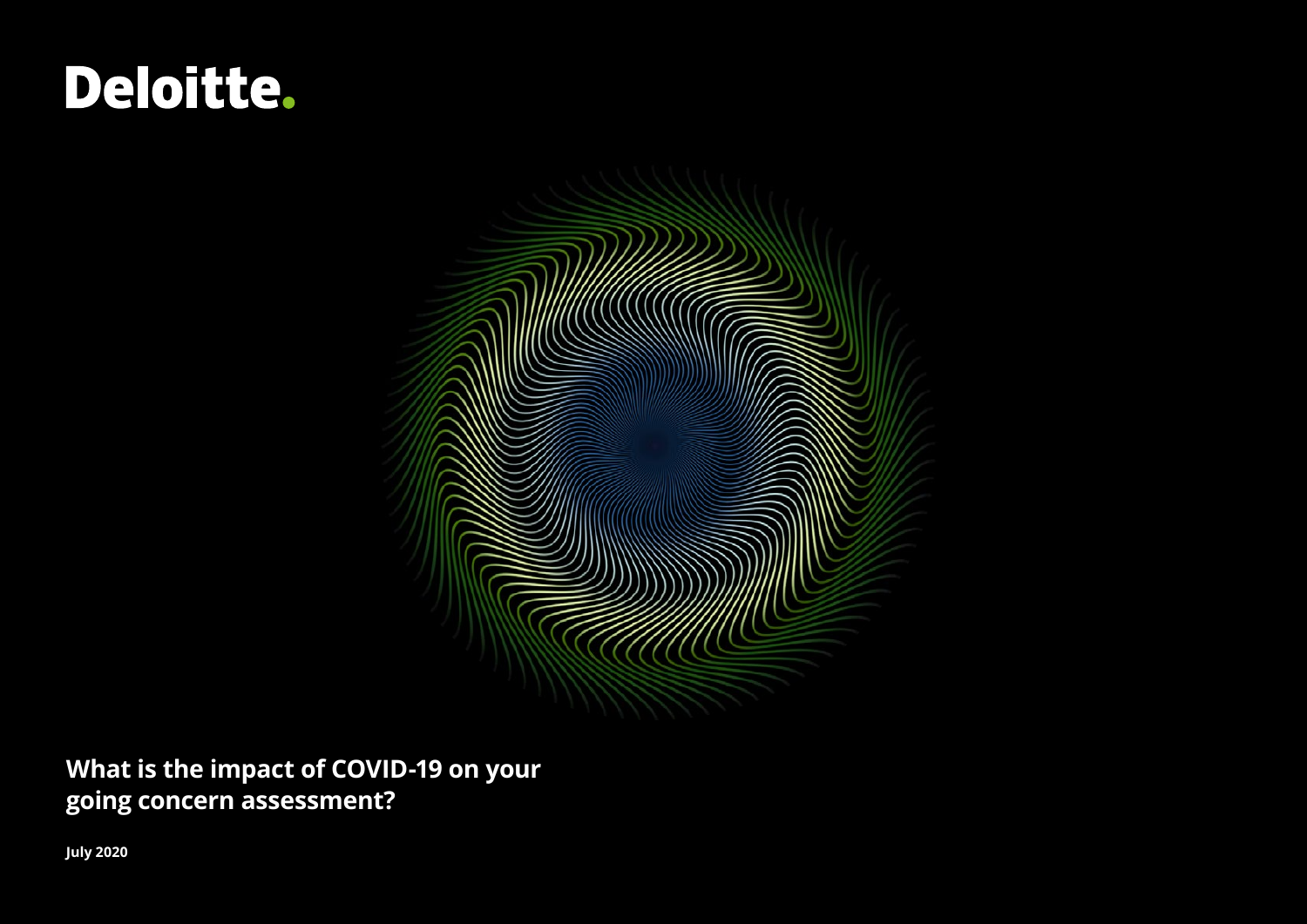Deloitte.

# What is the impact of COVID-19 on your going concern assessment?

**July 2020**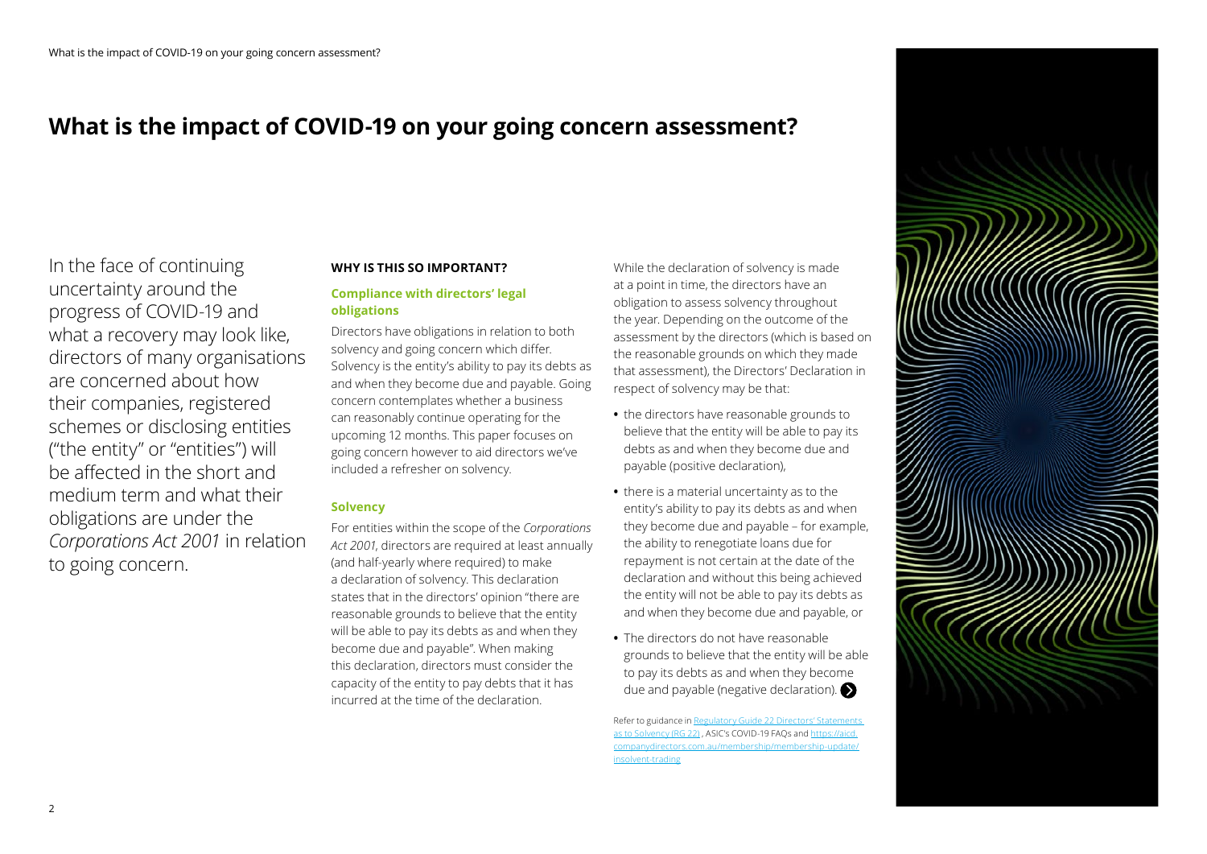# What is the impact of COVID-19 on your going concern assessment?

In the face of continuing uncertainty around the progress of COVID-19 and what a recovery may look like, directors of many organisations are concerned about how their companies, registered schemes or disclosing entities ("the entity" or "entities") will be affected in the short and medium term and what their obligations are under the *Corporations Act 2001* in relation to going concern.

**WHY IS THIS SO IMPORTANT?**

### Compliance with directors' legal obligations

Directors have obligations in relation to both solvency and going concern which differ. Solvency is the entity's ability to pay its debts as and when they become due and payable. Going concern contemplates whether a business can reasonably continue operating for the upcoming 12 months. This paper focuses on going concern however to aid directors we've included a refresher on solvency.

### Solvency

For entities within the scope of the *Corporations Act 2001*, directors are required at least annually (and half-yearly where required) to make a declaration of solvency. This declaration states that in the directors' opinion "there are reasonable grounds to believe that the entity will be able to pay its debts as and when they become due and payable". When making this declaration, directors must consider the capacity of the entity to pay debts that it has incurred at the time of the declaration.

While the declaration of solvency is made at a point in time, the directors have an obligation to assess solvency throughout the year. Depending on the outcome of the assessment by the directors (which is based on the reasonable grounds on which they made that assessment), the Directors' Declaration in respect of solvency may be that:

- the directors have reasonable grounds to believe that the entity will be able to pay its debts as and when they become due and payable (positive declaration),
- there is a material uncertainty as to the entity's ability to pay its debts as and when they become due and payable – for example, the ability to renegotiate loans due for repayment is not certain at the date of the declaration and without this being achieved the entity will not be able to pay its debts as and when they become due and payable, or
- The directors do not have reasonable grounds to believe that the entity will be able to pay its debts as and when they become due and payable (negative declaration).

Refer to guidance in Regulatory Guide 22 Directors' Statements as to Solvency (RG 22), ASIC's COVID-19 FAQs and https://aicd.companydirectors.com.au/membership/membership-update/insolvent-trading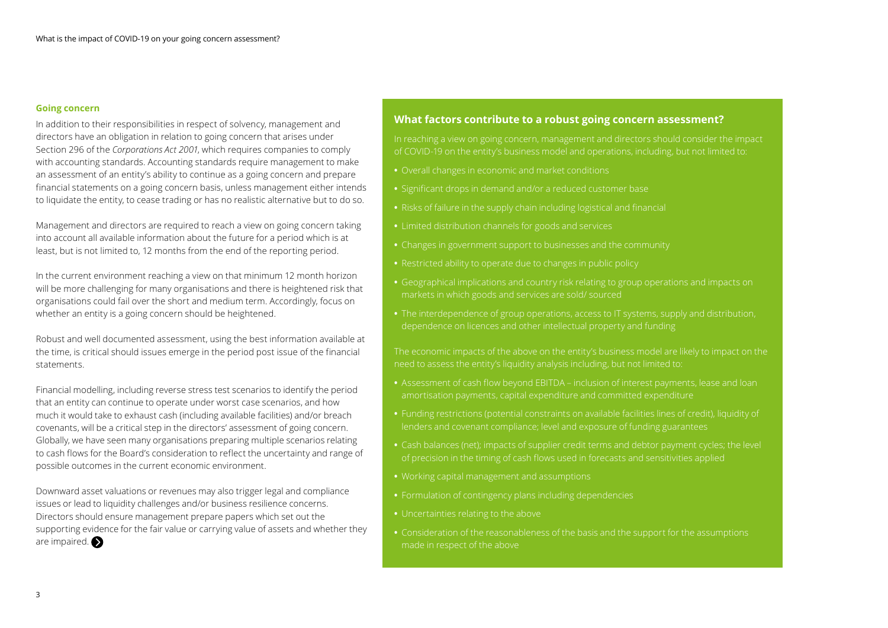## Going concern

In addition to their responsibilities in respect of solvency, management and directors have an obligation in relation to going concern that arises under Section 296 of the *Corporations Act 2001*, which requires companies to comply with accounting standards. Accounting standards require management to make an assessment of an entity's ability to continue as a going concern and prepare financial statements on a going concern basis, unless management either intends to liquidate the entity, to cease trading or has no realistic alternative but to do so.

Management and directors are required to reach a view on going concern taking into account all available information about the future for a period which is at least, but is not limited to, 12 months from the end of the reporting period.

In the current environment reaching a view on that minimum 12 month horizon will be more challenging for many organisations and there is heightened risk that organisations could fail over the short and medium term. Accordingly, focus on whether an entity is a going concern should be heightened.

Robust and well documented assessment, using the best information available at the time, is critical should issues emerge in the period post issue of the financial statements.

Financial modelling, including reverse stress test scenarios to identify the period that an entity can continue to operate under worst case scenarios, and how much it would take to exhaust cash (including available facilities) and/or breach covenants, will be a critical step in the directors' assessment of going concern. Globally, we have seen many organisations preparing multiple scenarios relating to cash flows for the Board's consideration to reflect the uncertainty and range of possible outcomes in the current economic environment.

Downward asset valuations or revenues may also trigger legal and compliance issues or lead to liquidity challenges and/or business resilience concerns. Directors should ensure management prepare papers which set out the supporting evidence for the fair value or carrying value of assets and whether they are impaired.

### What factors contribute to a robust going concern assessment?

In reaching a view on going concern, management and directors should consider the impact of COVID-19 on the entity's business model and operations, including, but not limited to:

- Overall changes in economic and market conditions
- Significant drops in demand and/or a reduced customer base
- Risks of failure in the supply chain including logistical and financial
- Limited distribution channels for goods and services
- Changes in government support to businesses and the community
- Restricted ability to operate due to changes in public policy
- Geographical implications and country risk relating to group operations and impacts on markets in which goods and services are sold/ sourced
- The interdependence of group operations, access to IT systems, supply and distribution, dependence on licences and other intellectual property and funding

The economic impacts of the above on the entity's business model are likely to impact on the need to assess the entity's liquidity analysis including, but not limited to:

- Assessment of cash flow beyond EBITDA – inclusion of interest payments, lease and loan amortisation payments, capital expenditure and committed expenditure
- Funding restrictions (potential constraints on available facilities lines of credit), liquidity of lenders and covenant compliance; level and exposure of funding guarantees
- Cash balances (net); impacts of supplier credit terms and debtor payment cycles; the level of precision in the timing of cash flows used in forecasts and sensitivities applied
- Working capital management and assumptions
- Formulation of contingency plans including dependencies
- Uncertainties relating to the above
- Consideration of the reasonableness of the basis and the support for the assumptions made in respect of the above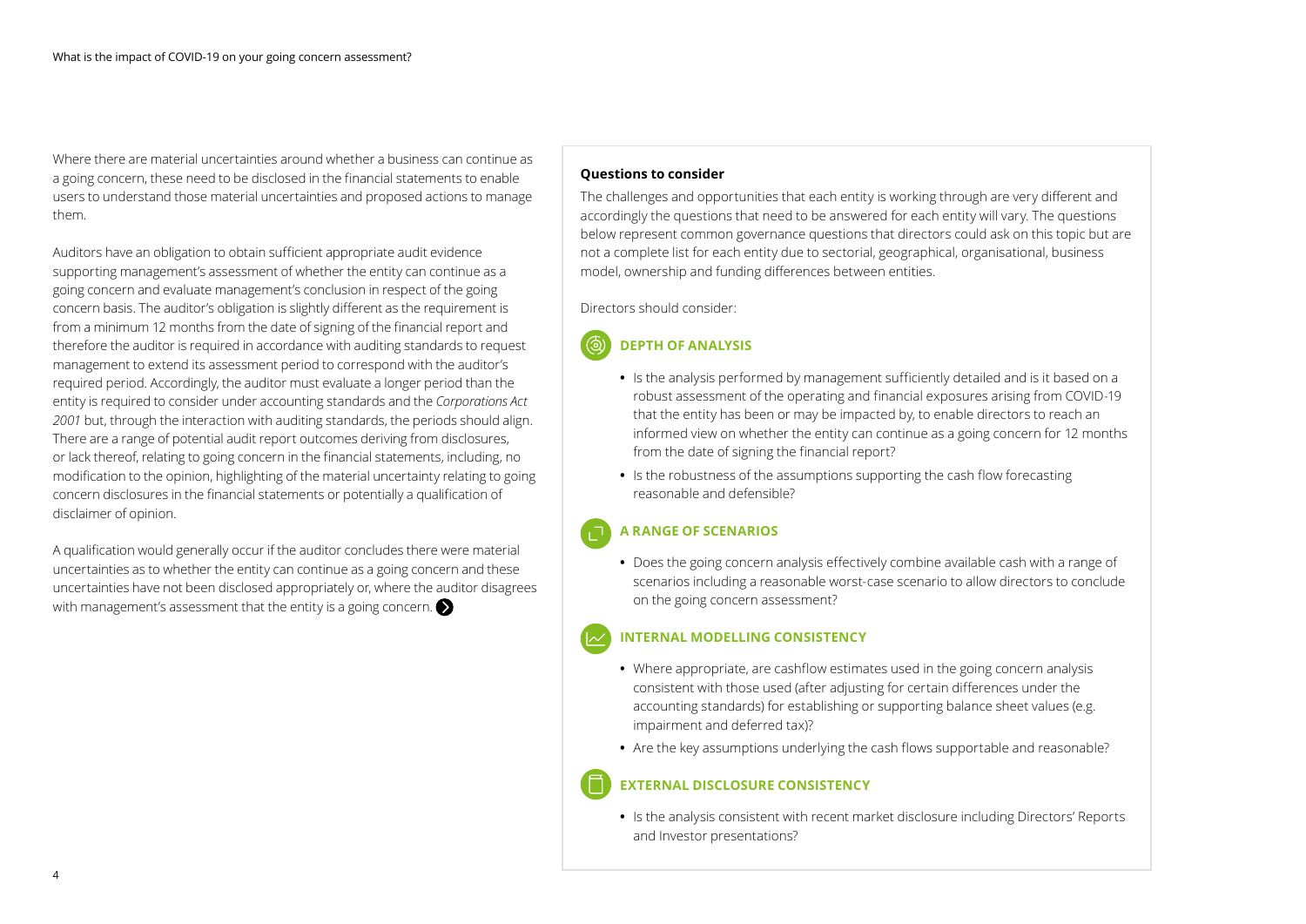Where there are material uncertainties around whether a business can continue as a going concern, these need to be disclosed in the financial statements to enable users to understand those material uncertainties and proposed actions to manage them.

Auditors have an obligation to obtain sufficient appropriate audit evidence supporting management's assessment of whether the entity can continue as a going concern and evaluate management's conclusion in respect of the going concern basis. The auditor's obligation is slightly different as the requirement is from a minimum 12 months from the date of signing of the financial report and therefore the auditor is required in accordance with auditing standards to request management to extend its assessment period to correspond with the auditor's required period. Accordingly, the auditor must evaluate a longer period than the entity is required to consider under accounting standards and the *Corporations Act 2001* but, through the interaction with auditing standards, the periods should align. There are a range of potential audit report outcomes deriving from disclosures, or lack thereof, relating to going concern in the financial statements, including, no modification to the opinion, highlighting of the material uncertainty relating to going concern disclosures in the financial statements or potentially a qualification of disclaimer of opinion.

A qualification would generally occur if the auditor concludes there were material uncertainties as to whether the entity can continue as a going concern and these uncertainties have not been disclosed appropriately or, where the auditor disagrees with management's assessment that the entity is a going concern.

**Questions to consider**

The challenges and opportunities that each entity is working through are very different and accordingly the questions that need to be answered for each entity will vary. The questions below represent common governance questions that directors could ask on this topic but are not a complete list for each entity due to sectorial, geographical, organisational, business model, ownership and funding differences between entities.

Directors should consider:

### DEPTH OF ANALYSIS

- Is the analysis performed by management sufficiently detailed and is it based on a robust assessment of the operating and financial exposures arising from COVID-19 that the entity has been or may be impacted by, to enable directors to reach an informed view on whether the entity can continue as a going concern for 12 months from the date of signing the financial report?
- Is the robustness of the assumptions supporting the cash flow forecasting reasonable and defensible?

### A RANGE OF SCENARIOS

- Does the going concern analysis effectively combine available cash with a range of scenarios including a reasonable worst-case scenario to allow directors to conclude on the going concern assessment?

### INTERNAL MODELLING CONSISTENCY

- Where appropriate, are cashflow estimates used in the going concern analysis consistent with those used (after adjusting for certain differences under the accounting standards) for establishing or supporting balance sheet values (e.g. impairment and deferred tax)?
- Are the key assumptions underlying the cash flows supportable and reasonable?

### EXTERNAL DISCLOSURE CONSISTENCY

- Is the analysis consistent with recent market disclosure including Directors' Reports and Investor presentations?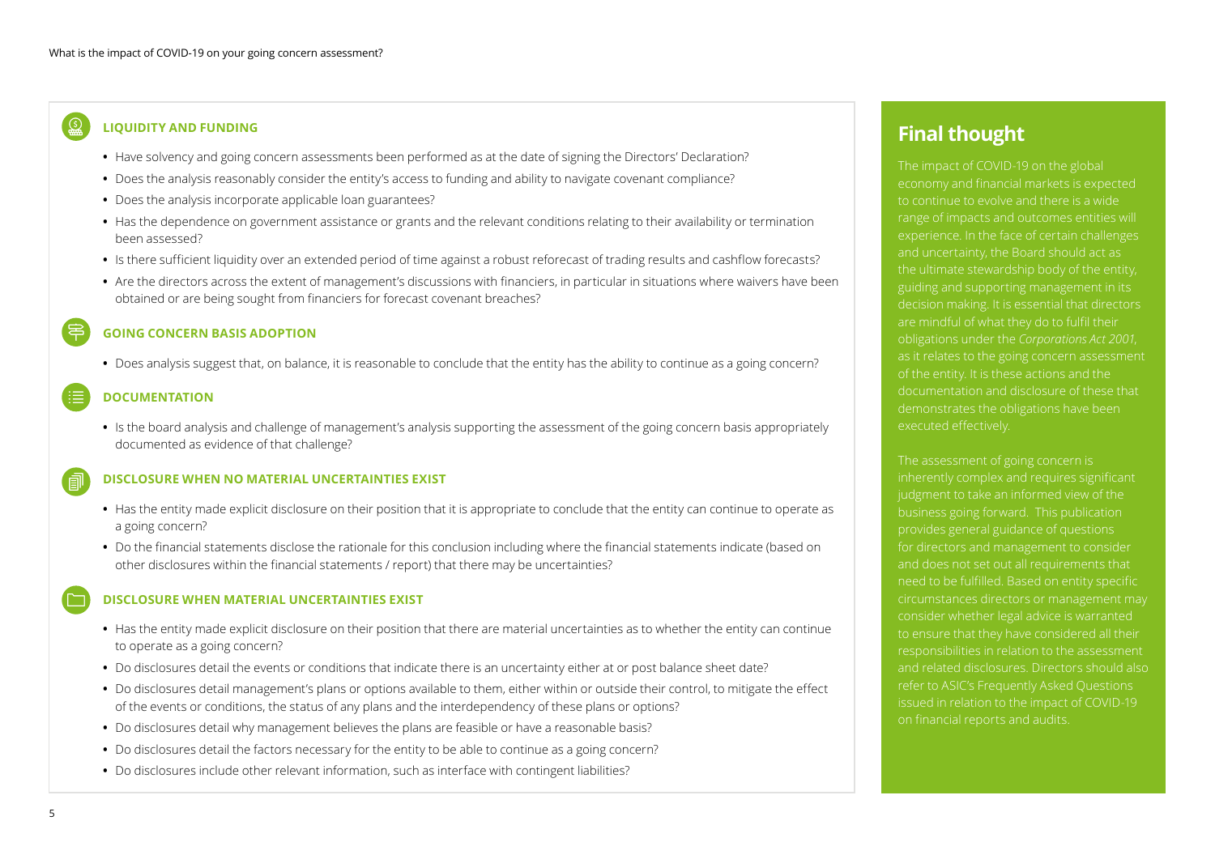### LIQUIDITY AND FUNDING

- Have solvency and going concern assessments been performed as at the date of signing the Directors' Declaration?
- Does the analysis reasonably consider the entity's access to funding and ability to navigate covenant compliance?
- Does the analysis incorporate applicable loan guarantees?
- Has the dependence on government assistance or grants and the relevant conditions relating to their availability or termination been assessed?
- Is there sufficient liquidity over an extended period of time against a robust reforecast of trading results and cashflow forecasts?
- Are the directors across the extent of management's discussions with financiers, in particular in situations where waivers have been obtained or are being sought from financiers for forecast covenant breaches?

### GOING CONCERN BASIS ADOPTION

- Does analysis suggest that, on balance, it is reasonable to conclude that the entity has the ability to continue as a going concern?

### DOCUMENTATION

- Is the board analysis and challenge of management's analysis supporting the assessment of the going concern basis appropriately documented as evidence of that challenge?

### DISCLOSURE WHEN NO MATERIAL UNCERTAINTIES EXIST

- Has the entity made explicit disclosure on their position that it is appropriate to conclude that the entity can continue to operate as a going concern?
- Do the financial statements disclose the rationale for this conclusion including where the financial statements indicate (based on other disclosures within the financial statements / report) that there may be uncertainties?

### DISCLOSURE WHEN MATERIAL UNCERTAINTIES EXIST

- Has the entity made explicit disclosure on their position that there are material uncertainties as to whether the entity can continue to operate as a going concern?
- Do disclosures detail the events or conditions that indicate there is an uncertainty either at or post balance sheet date?
- Do disclosures detail management's plans or options available to them, either within or outside their control, to mitigate the effect of the events or conditions, the status of any plans and the interdependency of these plans or options?
- Do disclosures detail why management believes the plans are feasible or have a reasonable basis?
- Do disclosures detail the factors necessary for the entity to be able to continue as a going concern?
- Do disclosures include other relevant information, such as interface with contingent liabilities?

## Final thought

The impact of COVID-19 on the global economy and financial markets is expected to continue to evolve and there is a wide range of impacts and outcomes entities will experience. In the face of certain challenges and uncertainty, the Board should act as the ultimate stewardship body of the entity, guiding and supporting management in its decision making. It is essential that directors are mindful of what they do to fulfil their obligations under the *Corporations Act 2001*, as it relates to the going concern assessment of the entity. It is these actions and the documentation and disclosure of these that demonstrates the obligations have been executed effectively.

The assessment of going concern is inherently complex and requires significant judgment to take an informed view of the business going forward. This publication provides general guidance of questions for directors and management to consider and does not set out all requirements that need to be fulfilled. Based on entity specific circumstances directors or management may consider whether legal advice is warranted to ensure that they have considered all their responsibilities in relation to the assessment and related disclosures. Directors should also refer to ASIC's Frequently Asked Questions issued in relation to the impact of COVID-19 on financial reports and audits.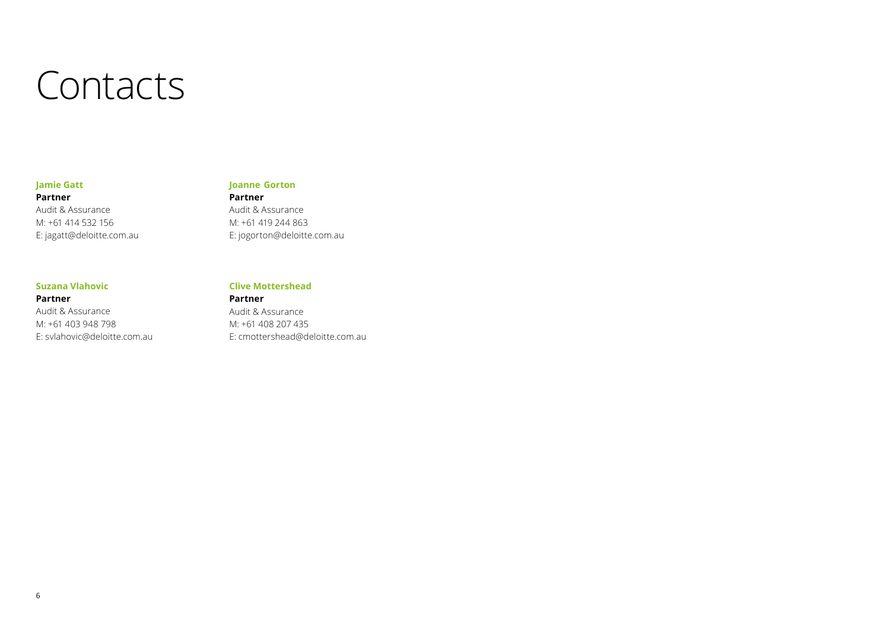# Contacts

**Jamie Gatt**
**Partner**
Audit & Assurance
M: +61 414 532 156
E: jagatt@deloitte.com.au

**Joanne Gorton**
**Partner**
Audit & Assurance
M: +61 419 244 863
E: jogorton@deloitte.com.au

**Suzana Vlahovic**
**Partner**
Audit & Assurance
M: +61 403 948 798
E: svlahovic@deloitte.com.au

**Clive Mottershead**
**Partner**
Audit & Assurance
M: +61 408 207 435
E: cmottershead@deloitte.com.au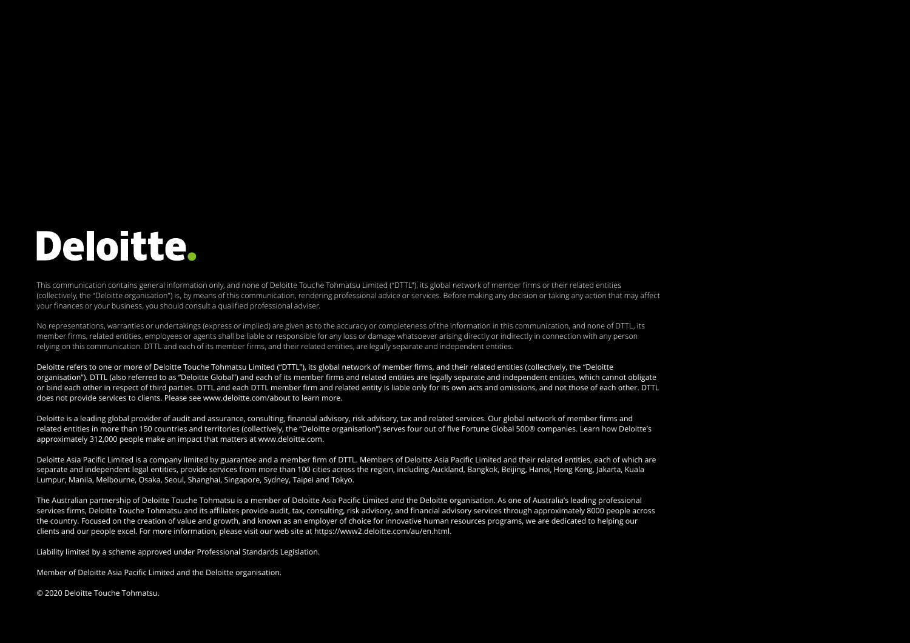# Deloitte.

This communication contains general information only, and none of Deloitte Touche Tohmatsu Limited ("DTTL"), its global network of member firms or their related entities (collectively, the "Deloitte organisation") is, by means of this communication, rendering professional advice or services. Before making any decision or taking any action that may affect your finances or your business, you should consult a qualified professional adviser.

No representations, warranties or undertakings (express or implied) are given as to the accuracy or completeness of the information in this communication, and none of DTTL, its member firms, related entities, employees or agents shall be liable or responsible for any loss or damage whatsoever arising directly or indirectly in connection with any person relying on this communication. DTTL and each of its member firms, and their related entities, are legally separate and independent entities.

Deloitte refers to one or more of Deloitte Touche Tohmatsu Limited ("DTTL"), its global network of member firms, and their related entities (collectively, the "Deloitte organisation"). DTTL (also referred to as "Deloitte Global") and each of its member firms and related entities are legally separate and independent entities, which cannot obligate or bind each other in respect of third parties. DTTL and each DTTL member firm and related entity is liable only for its own acts and omissions, and not those of each other. DTTL does not provide services to clients. Please see www.deloitte.com/about to learn more.

Deloitte is a leading global provider of audit and assurance, consulting, financial advisory, risk advisory, tax and related services. Our global network of member firms and related entities in more than 150 countries and territories (collectively, the "Deloitte organisation") serves four out of five Fortune Global 500® companies. Learn how Deloitte's approximately 312,000 people make an impact that matters at www.deloitte.com.

Deloitte Asia Pacific Limited is a company limited by guarantee and a member firm of DTTL. Members of Deloitte Asia Pacific Limited and their related entities, each of which are separate and independent legal entities, provide services from more than 100 cities across the region, including Auckland, Bangkok, Beijing, Hanoi, Hong Kong, Jakarta, Kuala Lumpur, Manila, Melbourne, Osaka, Seoul, Shanghai, Singapore, Sydney, Taipei and Tokyo.

The Australian partnership of Deloitte Touche Tohmatsu is a member of Deloitte Asia Pacific Limited and the Deloitte organisation. As one of Australia's leading professional services firms, Deloitte Touche Tohmatsu and its affiliates provide audit, tax, consulting, risk advisory, and financial advisory services through approximately 8000 people across the country. Focused on the creation of value and growth, and known as an employer of choice for innovative human resources programs, we are dedicated to helping our clients and our people excel. For more information, please visit our web site at https://www2.deloitte.com/au/en.html.

Liability limited by a scheme approved under Professional Standards Legislation.

Member of Deloitte Asia Pacific Limited and the Deloitte organisation.

© 2020 Deloitte Touche Tohmatsu.